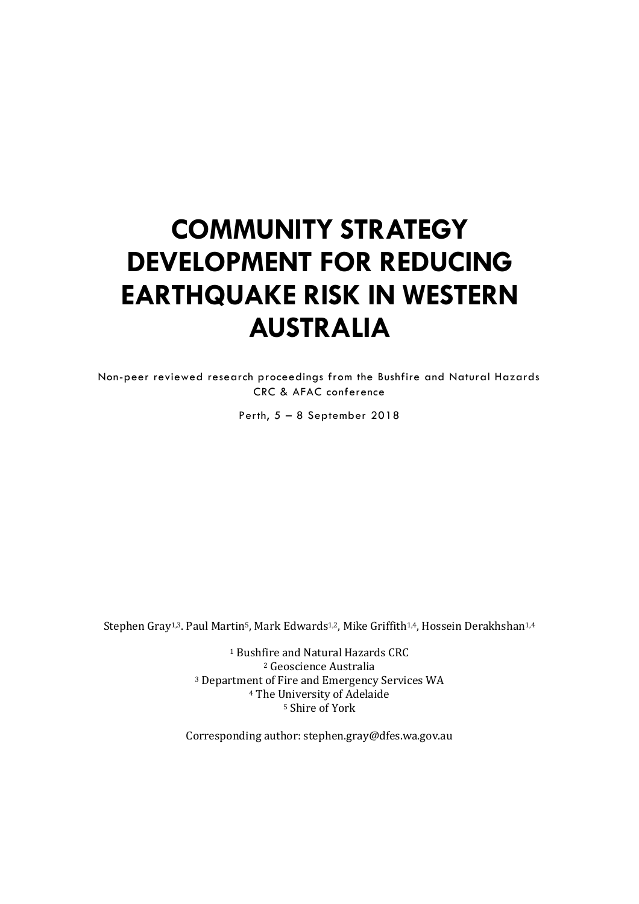# COMMUNITY STRATEGY DEVELOPMENT FOR REDUCING EARTHQUAKE RISK IN WESTERN AUSTRALIA

Non-peer reviewed research proceedings from the Bushfire and Natural Hazards CRC & AFAC conference

Perth, 5 – 8 September 2018

Stephen Gray[1,3]. Paul Martin[5], Mark Edwards[1,2], Mike Griffith[1,4], Hossein Derakhshan[1,4]

[1] Bushfire and Natural Hazards CRC
[2] Geoscience Australia
[3] Department of Fire and Emergency Services WA
[4] The University of Adelaide
[5] Shire of York

Corresponding author: stephen.gray@dfes.wa.gov.au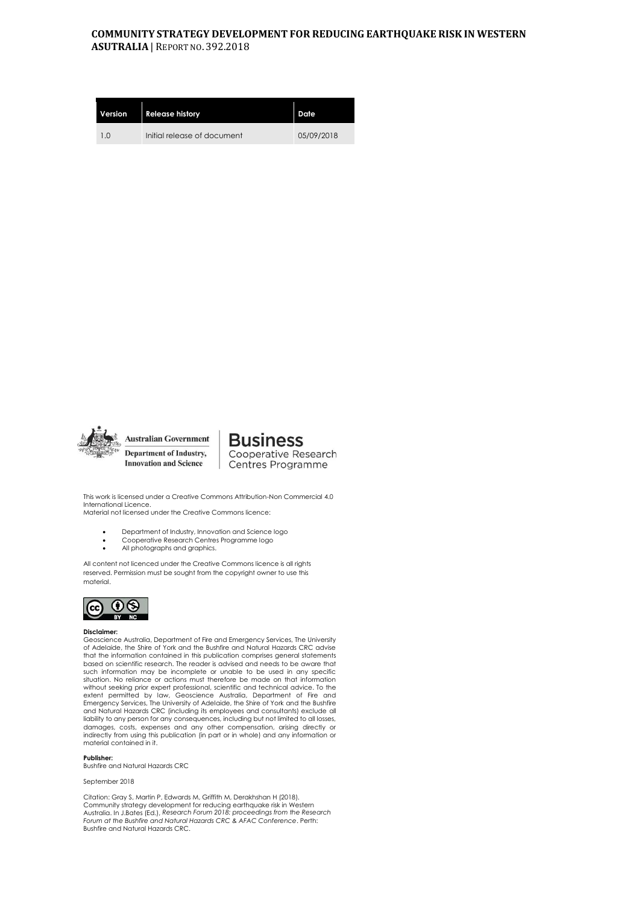**COMMUNITY STRATEGY DEVELOPMENT FOR REDUCING EARTHQUAKE RISK IN WESTERN ASUTRALIA |** REPORT NO. 392.2018

| Version | Release history | Date |
|---|---|---|
| 1.0 | Initial release of document | 05/09/2018 |

Australian Government
Department of Industry, Innovation and Science

Business
Cooperative Research Centres Programme

This work is licensed under a Creative Commons Attribution-Non Commercial 4.0 International Licence.
Material not licensed under the Creative Commons licence:

- Department of Industry, Innovation and Science logo
- Cooperative Research Centres Programme logo
- All photographs and graphics.

All content not licenced under the Creative Commons licence is all rights reserved. Permission must be sought from the copyright owner to use this material.

**Disclaimer:**
Geoscience Australia, Department of Fire and Emergency Services, The University of Adelaide, the Shire of York and the Bushfire and Natural Hazards CRC advise that the information contained in this publication comprises general statements based on scientific research. The reader is advised and needs to be aware that such information may be incomplete or unable to be used in any specific situation. No reliance or actions must therefore be made on that information without seeking prior expert professional, scientific and technical advice. To the extent permitted by law, Geoscience Australia, Department of Fire and Emergency Services, The University of Adelaide, the Shire of York and the Bushfire and Natural Hazards CRC (including its employees and consultants) exclude all liability to any person for any consequences, including but not limited to all losses, damages, costs, expenses and any other compensation, arising directly or indirectly from using this publication (in part or in whole) and any information or material contained in it.

**Publisher:**
Bushfire and Natural Hazards CRC

September 2018

Citation: Gray S, Martin P, Edwards M, Griffith M, Derakhshan H (2018). Community strategy development for reducing earthquake risk in Western Australia. In J.Bates (Ed.), *Research Forum 2018: proceedings from the Research Forum at the Bushfire and Natural Hazards CRC & AFAC Conference*. Perth: Bushfire and Natural Hazards CRC.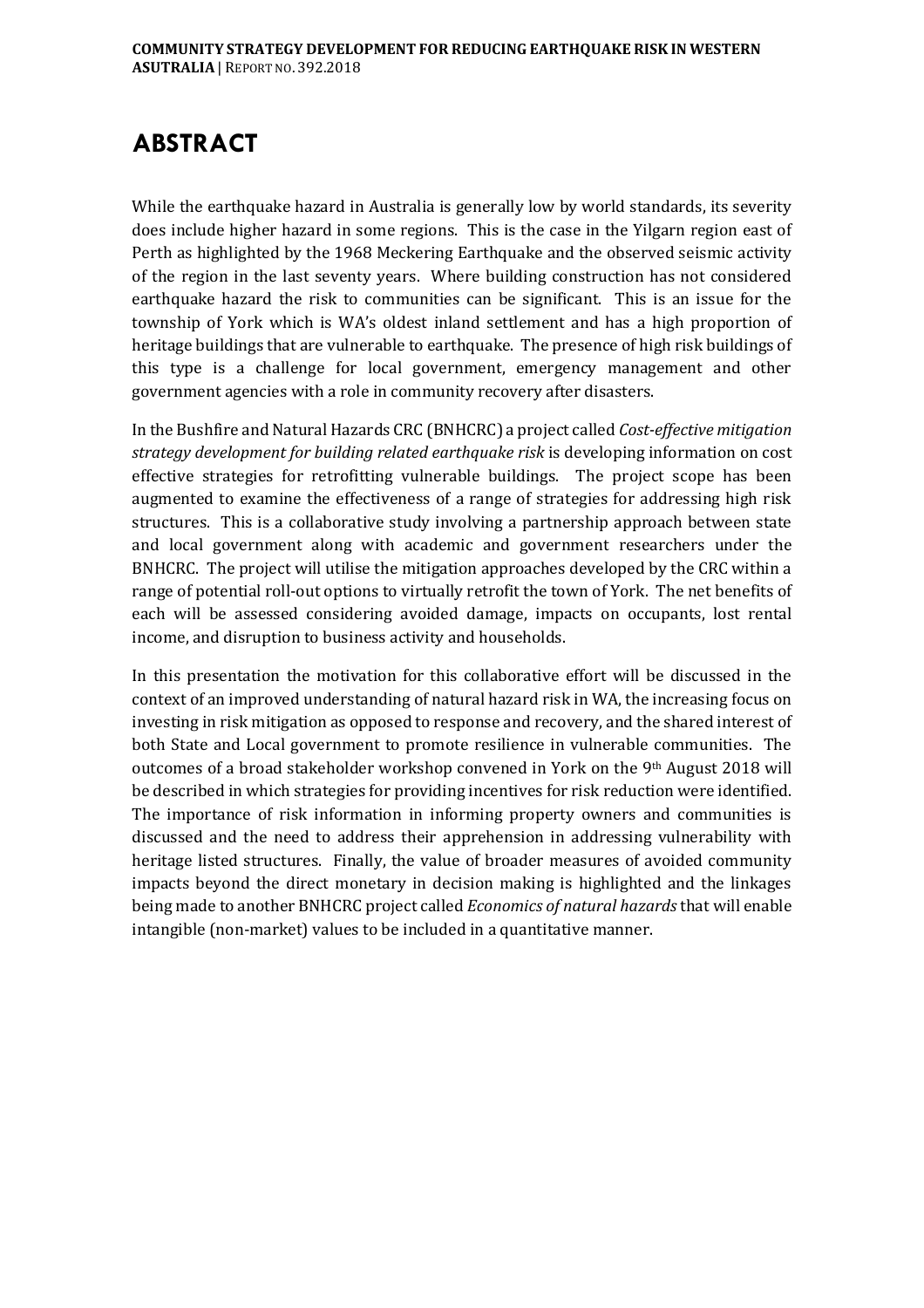# ABSTRACT

While the earthquake hazard in Australia is generally low by world standards, its severity does include higher hazard in some regions. This is the case in the Yilgarn region east of Perth as highlighted by the 1968 Meckering Earthquake and the observed seismic activity of the region in the last seventy years. Where building construction has not considered earthquake hazard the risk to communities can be significant. This is an issue for the township of York which is WA's oldest inland settlement and has a high proportion of heritage buildings that are vulnerable to earthquake. The presence of high risk buildings of this type is a challenge for local government, emergency management and other government agencies with a role in community recovery after disasters.

In the Bushfire and Natural Hazards CRC (BNHCRC) a project called *Cost-effective mitigation strategy development for building related earthquake risk* is developing information on cost effective strategies for retrofitting vulnerable buildings. The project scope has been augmented to examine the effectiveness of a range of strategies for addressing high risk structures. This is a collaborative study involving a partnership approach between state and local government along with academic and government researchers under the BNHCRC. The project will utilise the mitigation approaches developed by the CRC within a range of potential roll-out options to virtually retrofit the town of York. The net benefits of each will be assessed considering avoided damage, impacts on occupants, lost rental income, and disruption to business activity and households.

In this presentation the motivation for this collaborative effort will be discussed in the context of an improved understanding of natural hazard risk in WA, the increasing focus on investing in risk mitigation as opposed to response and recovery, and the shared interest of both State and Local government to promote resilience in vulnerable communities. The outcomes of a broad stakeholder workshop convened in York on the 9th August 2018 will be described in which strategies for providing incentives for risk reduction were identified. The importance of risk information in informing property owners and communities is discussed and the need to address their apprehension in addressing vulnerability with heritage listed structures. Finally, the value of broader measures of avoided community impacts beyond the direct monetary in decision making is highlighted and the linkages being made to another BNHCRC project called *Economics of natural hazards* that will enable intangible (non-market) values to be included in a quantitative manner.